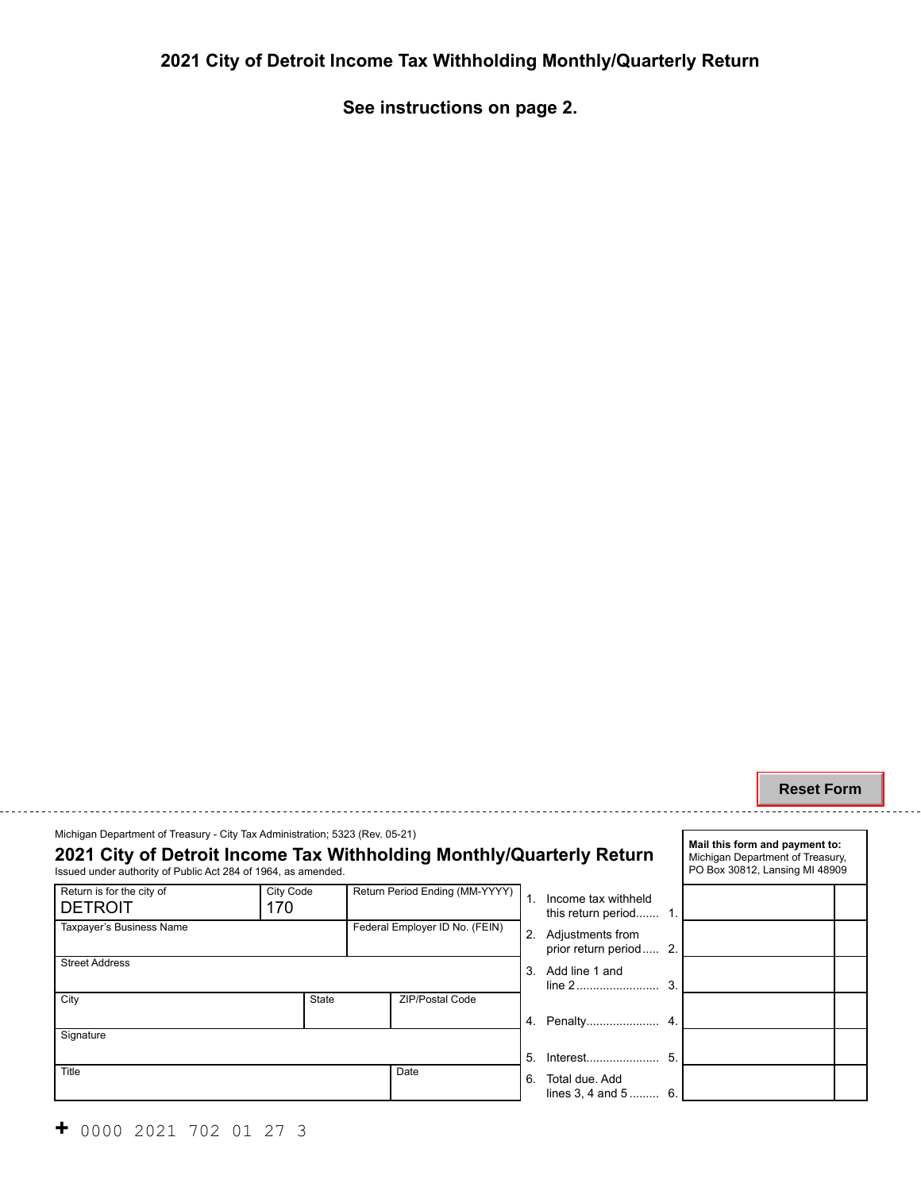# 2021 City of Detroit Income Tax Withholding Monthly/Quarterly Return

**See instructions on page 2.**

Reset Form

Michigan Department of Treasury - City Tax Administration; 5323 (Rev. 05-21)

## 2021 City of Detroit Income Tax Withholding Monthly/Quarterly Return

Issued under authority of Public Act 284 of 1964, as amended.

**Mail this form and payment to:**
Michigan Department of Treasury,
PO Box 30812, Lansing MI 48909

| Return is for the city of | City Code | Return Period Ending (MM-YYYY) |
|---|---|---|
| DETROIT | 170 | |

| Taxpayer's Business Name | Federal Employer ID No. (FEIN) |
|---|---|
| | |

| Street Address |
|---|
| |

| City | State | ZIP/Postal Code |
|---|---|---|
| | | |

| Signature |
|---|
| |

| Title | Date |
|---|---|
| | |

| Line | Description | Amount |
|---|---|---|
| 1. | Income tax withheld this return period | |
| 2. | Adjustments from prior return period | |
| 3. | Add line 1 and line 2 | |
| 4. | Penalty | |
| 5. | Interest | |
| 6. | Total due. Add lines 3, 4 and 5 | |

+ 0000 2021 702 01 27 3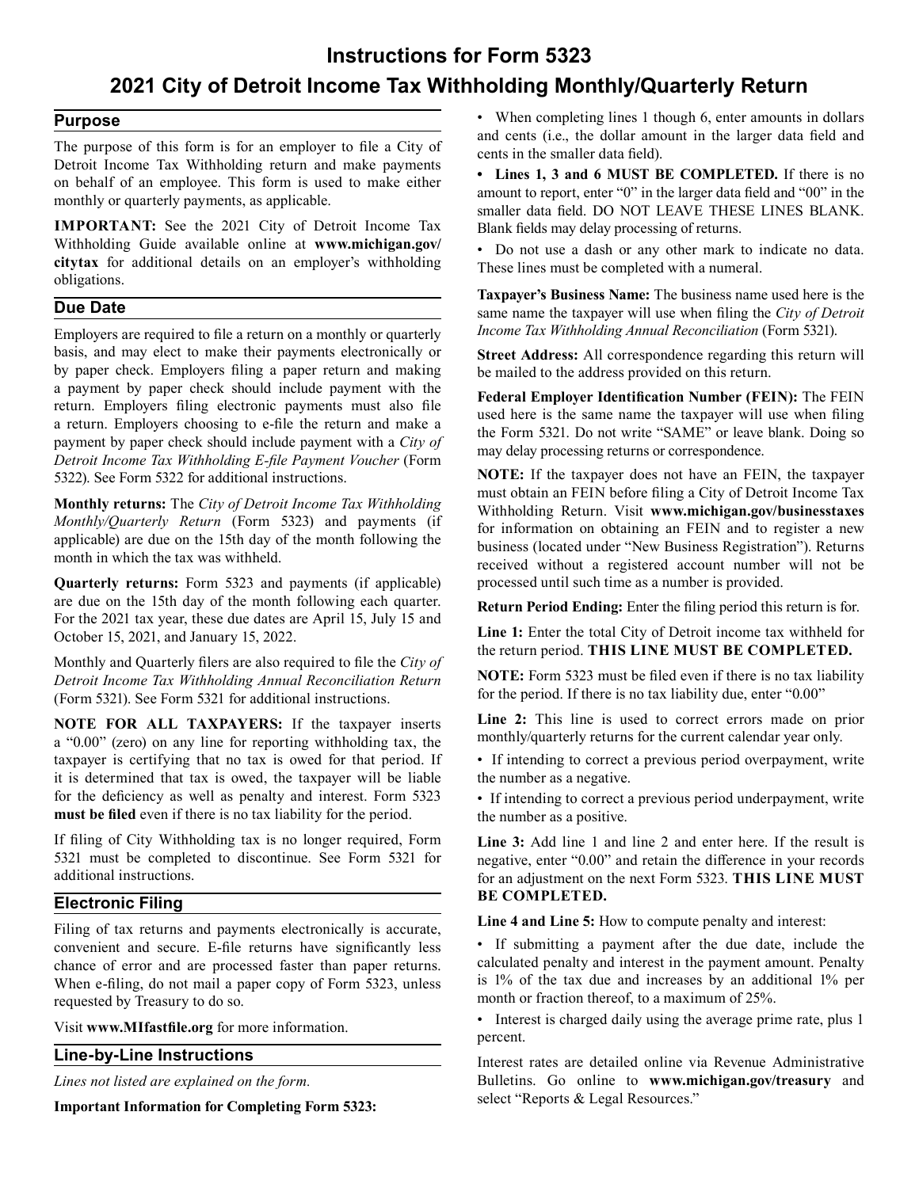// Instructions for Form 5323
## 2021 City of Detroit Income Tax Withholding Monthly/Quarterly Return

### Purpose

The purpose of this form is for an employer to file a City of Detroit Income Tax Withholding return and make payments on behalf of an employee. This form is used to make either monthly or quarterly payments, as applicable.

**IMPORTANT:** See the 2021 City of Detroit Income Tax Withholding Guide available online at **www.michigan.gov/citytax** for additional details on an employer's withholding obligations.

### Due Date

Employers are required to file a return on a monthly or quarterly basis, and may elect to make their payments electronically or by paper check. Employers filing a paper return and making a payment by paper check should include payment with the return. Employers filing electronic payments must also file a return. Employers choosing to e-file the return and make a payment by paper check should include payment with a *City of Detroit Income Tax Withholding E-file Payment Voucher* (Form 5322). See Form 5322 for additional instructions.

**Monthly returns:** The *City of Detroit Income Tax Withholding Monthly/Quarterly Return* (Form 5323) and payments (if applicable) are due on the 15th day of the month following the month in which the tax was withheld.

**Quarterly returns:** Form 5323 and payments (if applicable) are due on the 15th day of the month following each quarter. For the 2021 tax year, these due dates are April 15, July 15 and October 15, 2021, and January 15, 2022.

Monthly and Quarterly filers are also required to file the *City of Detroit Income Tax Withholding Annual Reconciliation Return* (Form 5321). See Form 5321 for additional instructions.

**NOTE FOR ALL TAXPAYERS:** If the taxpayer inserts a "0.00" (zero) on any line for reporting withholding tax, the taxpayer is certifying that no tax is owed for that period. If it is determined that tax is owed, the taxpayer will be liable for the deficiency as well as penalty and interest. Form 5323 **must be filed** even if there is no tax liability for the period.

If filing of City Withholding tax is no longer required, Form 5321 must be completed to discontinue. See Form 5321 for additional instructions.

### Electronic Filing

Filing of tax returns and payments electronically is accurate, convenient and secure. E-file returns have significantly less chance of error and are processed faster than paper returns. When e-filing, do not mail a paper copy of Form 5323, unless requested by Treasury to do so.

Visit **www.MIfastfile.org** for more information.

### Line-by-Line Instructions

*Lines not listed are explained on the form.*

**Important Information for Completing Form 5323:**

- When completing lines 1 though 6, enter amounts in dollars and cents (i.e., the dollar amount in the larger data field and cents in the smaller data field).
- **Lines 1, 3 and 6 MUST BE COMPLETED.** If there is no amount to report, enter "0" in the larger data field and "00" in the smaller data field. DO NOT LEAVE THESE LINES BLANK. Blank fields may delay processing of returns.
- Do not use a dash or any other mark to indicate no data. These lines must be completed with a numeral.

**Taxpayer's Business Name:** The business name used here is the same name the taxpayer will use when filing the *City of Detroit Income Tax Withholding Annual Reconciliation* (Form 5321).

**Street Address:** All correspondence regarding this return will be mailed to the address provided on this return.

**Federal Employer Identification Number (FEIN):** The FEIN used here is the same name the taxpayer will use when filing the Form 5321. Do not write "SAME" or leave blank. Doing so may delay processing returns or correspondence.

**NOTE:** If the taxpayer does not have an FEIN, the taxpayer must obtain an FEIN before filing a City of Detroit Income Tax Withholding Return. Visit **www.michigan.gov/businesstaxes** for information on obtaining an FEIN and to register a new business (located under "New Business Registration"). Returns received without a registered account number will not be processed until such time as a number is provided.

**Return Period Ending:** Enter the filing period this return is for.

**Line 1:** Enter the total City of Detroit income tax withheld for the return period. **THIS LINE MUST BE COMPLETED.**

**NOTE:** Form 5323 must be filed even if there is no tax liability for the period. If there is no tax liability due, enter "0.00"

**Line 2:** This line is used to correct errors made on prior monthly/quarterly returns for the current calendar year only.

- If intending to correct a previous period overpayment, write the number as a negative.
- If intending to correct a previous period underpayment, write the number as a positive.

**Line 3:** Add line 1 and line 2 and enter here. If the result is negative, enter "0.00" and retain the difference in your records for an adjustment on the next Form 5323. **THIS LINE MUST BE COMPLETED.**

**Line 4 and Line 5:** How to compute penalty and interest:

- If submitting a payment after the due date, include the calculated penalty and interest in the payment amount. Penalty is 1% of the tax due and increases by an additional 1% per month or fraction thereof, to a maximum of 25%.
- Interest is charged daily using the average prime rate, plus 1 percent.

Interest rates are detailed online via Revenue Administrative Bulletins. Go online to **www.michigan.gov/treasury** and select "Reports & Legal Resources."

# Instructions for Form 5323
## 2021 City of Detroit Income Tax Withholding Monthly/Quarterly Return

### Purpose

The purpose of this form is for an employer to file a City of Detroit Income Tax Withholding return and make payments on behalf of an employee. This form is used to make either monthly or quarterly payments, as applicable.

**IMPORTANT:** See the 2021 City of Detroit Income Tax Withholding Guide available online at **www.michigan.gov/citytax** for additional details on an employer's withholding obligations.

### Due Date

Employers are required to file a return on a monthly or quarterly basis, and may elect to make their payments electronically or by paper check. Employers filing a paper return and making a payment by paper check should include payment with the return. Employers filing electronic payments must also file a return. Employers choosing to e-file the return and make a payment by paper check should include payment with a *City of Detroit Income Tax Withholding E-file Payment Voucher* (Form 5322). See Form 5322 for additional instructions.

**Monthly returns:** The *City of Detroit Income Tax Withholding Monthly/Quarterly Return* (Form 5323) and payments (if applicable) are due on the 15th day of the month following the month in which the tax was withheld.

**Quarterly returns:** Form 5323 and payments (if applicable) are due on the 15th day of the month following each quarter. For the 2021 tax year, these due dates are April 15, July 15 and October 15, 2021, and January 15, 2022.

Monthly and Quarterly filers are also required to file the *City of Detroit Income Tax Withholding Annual Reconciliation Return* (Form 5321). See Form 5321 for additional instructions.

**NOTE FOR ALL TAXPAYERS:** If the taxpayer inserts a "0.00" (zero) on any line for reporting withholding tax, the taxpayer is certifying that no tax is owed for that period. If it is determined that tax is owed, the taxpayer will be liable for the deficiency as well as penalty and interest. Form 5323 **must be filed** even if there is no tax liability for the period.

If filing of City Withholding tax is no longer required, Form 5321 must be completed to discontinue. See Form 5321 for additional instructions.

### Electronic Filing

Filing of tax returns and payments electronically is accurate, convenient and secure. E-file returns have significantly less chance of error and are processed faster than paper returns. When e-filing, do not mail a paper copy of Form 5323, unless requested by Treasury to do so.

Visit **www.MIfastfile.org** for more information.

### Line-by-Line Instructions

*Lines not listed are explained on the form.*

**Important Information for Completing Form 5323:**

- When completing lines 1 though 6, enter amounts in dollars and cents (i.e., the dollar amount in the larger data field and cents in the smaller data field).
- **Lines 1, 3 and 6 MUST BE COMPLETED.** If there is no amount to report, enter "0" in the larger data field and "00" in the smaller data field. DO NOT LEAVE THESE LINES BLANK. Blank fields may delay processing of returns.
- Do not use a dash or any other mark to indicate no data. These lines must be completed with a numeral.

**Taxpayer's Business Name:** The business name used here is the same name the taxpayer will use when filing the *City of Detroit Income Tax Withholding Annual Reconciliation* (Form 5321).

**Street Address:** All correspondence regarding this return will be mailed to the address provided on this return.

**Federal Employer Identification Number (FEIN):** The FEIN used here is the same name the taxpayer will use when filing the Form 5321. Do not write "SAME" or leave blank. Doing so may delay processing returns or correspondence.

**NOTE:** If the taxpayer does not have an FEIN, the taxpayer must obtain an FEIN before filing a City of Detroit Income Tax Withholding Return. Visit **www.michigan.gov/businesstaxes** for information on obtaining an FEIN and to register a new business (located under "New Business Registration"). Returns received without a registered account number will not be processed until such time as a number is provided.

**Return Period Ending:** Enter the filing period this return is for.

**Line 1:** Enter the total City of Detroit income tax withheld for the return period. **THIS LINE MUST BE COMPLETED.**

**NOTE:** Form 5323 must be filed even if there is no tax liability for the period. If there is no tax liability due, enter "0.00"

**Line 2:** This line is used to correct errors made on prior monthly/quarterly returns for the current calendar year only.

- If intending to correct a previous period overpayment, write the number as a negative.
- If intending to correct a previous period underpayment, write the number as a positive.

**Line 3:** Add line 1 and line 2 and enter here. If the result is negative, enter "0.00" and retain the difference in your records for an adjustment on the next Form 5323. **THIS LINE MUST BE COMPLETED.**

**Line 4 and Line 5:** How to compute penalty and interest:

- If submitting a payment after the due date, include the calculated penalty and interest in the payment amount. Penalty is 1% of the tax due and increases by an additional 1% per month or fraction thereof, to a maximum of 25%.
- Interest is charged daily using the average prime rate, plus 1 percent.

Interest rates are detailed online via Revenue Administrative Bulletins. Go online to **www.michigan.gov/treasury** and select "Reports & Legal Resources."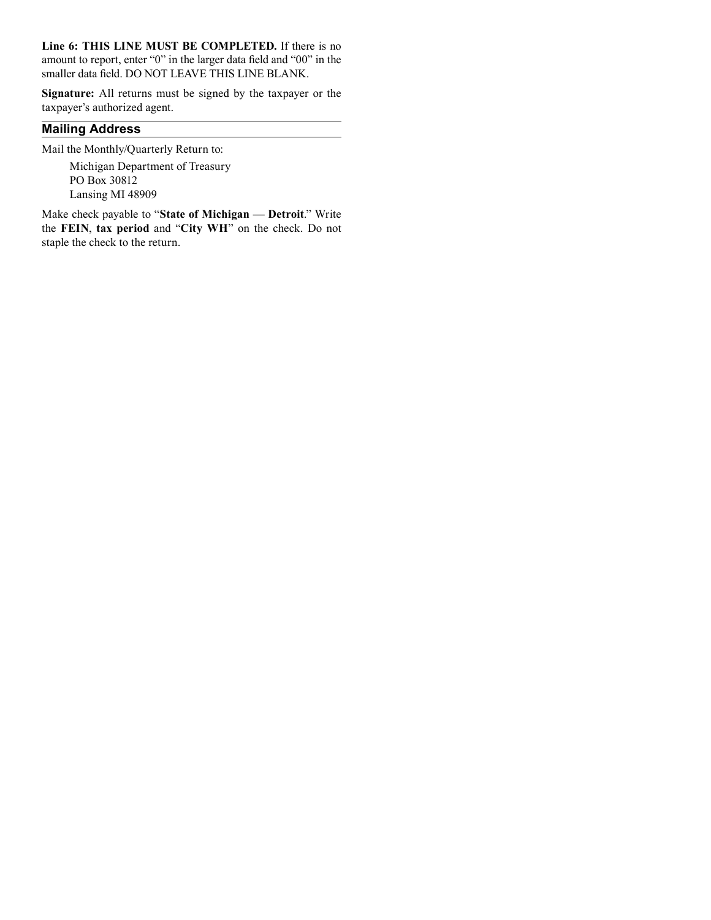**Line 6: THIS LINE MUST BE COMPLETED.** If there is no amount to report, enter "0" in the larger data field and "00" in the smaller data field. DO NOT LEAVE THIS LINE BLANK.

**Signature:** All returns must be signed by the taxpayer or the taxpayer's authorized agent.

## Mailing Address

Mail the Monthly/Quarterly Return to:

Michigan Department of Treasury
PO Box 30812
Lansing MI 48909

Make check payable to "**State of Michigan — Detroit**." Write the **FEIN**, **tax period** and "**City WH**" on the check. Do not staple the check to the return.